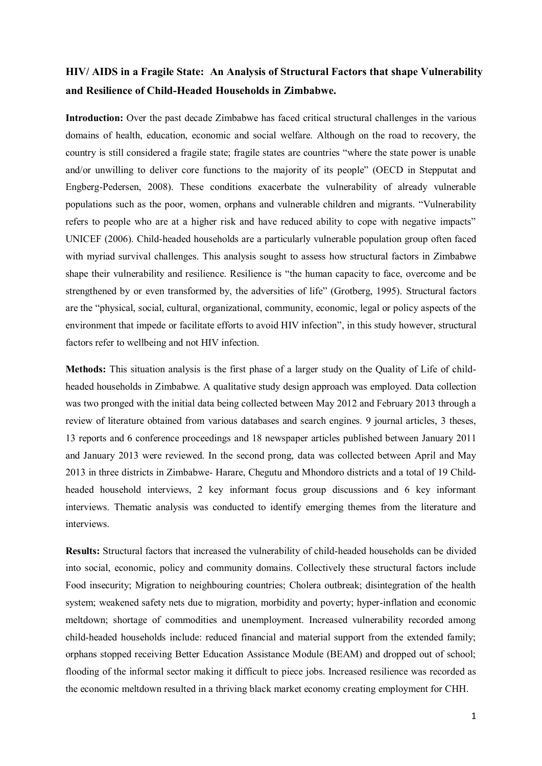# HIV/ AIDS in a Fragile State: An Analysis of Structural Factors that shape Vulnerability and Resilience of Child-Headed Households in Zimbabwe.

**Introduction:** Over the past decade Zimbabwe has faced critical structural challenges in the various domains of health, education, economic and social welfare. Although on the road to recovery, the country is still considered a fragile state; fragile states are countries "where the state power is unable and/or unwilling to deliver core functions to the majority of its people" (OECD in Stepputat and Engberg-Pedersen, 2008). These conditions exacerbate the vulnerability of already vulnerable populations such as the poor, women, orphans and vulnerable children and migrants. "Vulnerability refers to people who are at a higher risk and have reduced ability to cope with negative impacts" UNICEF (2006). Child-headed households are a particularly vulnerable population group often faced with myriad survival challenges. This analysis sought to assess how structural factors in Zimbabwe shape their vulnerability and resilience. Resilience is "the human capacity to face, overcome and be strengthened by or even transformed by, the adversities of life" (Grotberg, 1995). Structural factors are the "physical, social, cultural, organizational, community, economic, legal or policy aspects of the environment that impede or facilitate efforts to avoid HIV infection", in this study however, structural factors refer to wellbeing and not HIV infection.

**Methods:** This situation analysis is the first phase of a larger study on the Quality of Life of child-headed households in Zimbabwe. A qualitative study design approach was employed. Data collection was two pronged with the initial data being collected between May 2012 and February 2013 through a review of literature obtained from various databases and search engines. 9 journal articles, 3 theses, 13 reports and 6 conference proceedings and 18 newspaper articles published between January 2011 and January 2013 were reviewed. In the second prong, data was collected between April and May 2013 in three districts in Zimbabwe- Harare, Chegutu and Mhondoro districts and a total of 19 Child-headed household interviews, 2 key informant focus group discussions and 6 key informant interviews. Thematic analysis was conducted to identify emerging themes from the literature and interviews.

**Results:** Structural factors that increased the vulnerability of child-headed households can be divided into social, economic, policy and community domains. Collectively these structural factors include Food insecurity; Migration to neighbouring countries; Cholera outbreak; disintegration of the health system; weakened safety nets due to migration, morbidity and poverty; hyper-inflation and economic meltdown; shortage of commodities and unemployment. Increased vulnerability recorded among child-headed households include: reduced financial and material support from the extended family; orphans stopped receiving Better Education Assistance Module (BEAM) and dropped out of school; flooding of the informal sector making it difficult to piece jobs. Increased resilience was recorded as the economic meltdown resulted in a thriving black market economy creating employment for CHH.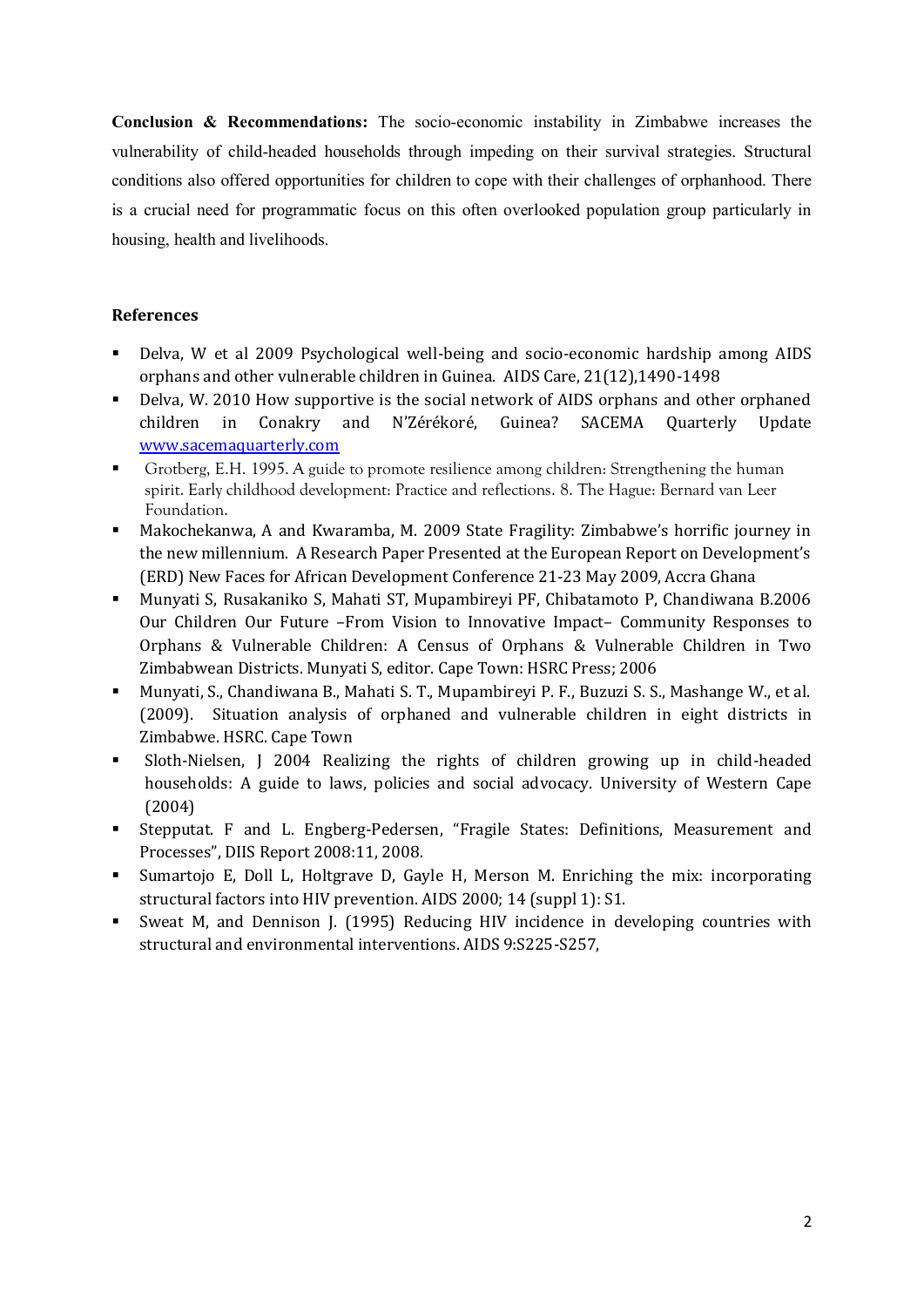**Conclusion & Recommendations:** The socio-economic instability in Zimbabwe increases the vulnerability of child-headed households through impeding on their survival strategies. Structural conditions also offered opportunities for children to cope with their challenges of orphanhood. There is a crucial need for programmatic focus on this often overlooked population group particularly in housing, health and livelihoods.

**References**

- Delva, W et al 2009 Psychological well-being and socio-economic hardship among AIDS orphans and other vulnerable children in Guinea. AIDS Care, 21(12),1490-1498
- Delva, W. 2010 How supportive is the social network of AIDS orphans and other orphaned children in Conakry and N'Zérékoré, Guinea? SACEMA Quarterly Update www.sacemaquarterly.com
- Grotberg, E.H. 1995. A guide to promote resilience among children: Strengthening the human spirit. Early childhood development: Practice and reflections. 8. The Hague: Bernard van Leer Foundation.
- Makochekanwa, A and Kwaramba, M. 2009 State Fragility: Zimbabwe's horrific journey in the new millennium. A Research Paper Presented at the European Report on Development's (ERD) New Faces for African Development Conference 21-23 May 2009, Accra Ghana
- Munyati S, Rusakaniko S, Mahati ST, Mupambireyi PF, Chibatamoto P, Chandiwana B.2006 Our Children Our Future –From Vision to Innovative Impact– Community Responses to Orphans & Vulnerable Children: A Census of Orphans & Vulnerable Children in Two Zimbabwean Districts. Munyati S, editor. Cape Town: HSRC Press; 2006
- Munyati, S., Chandiwana B., Mahati S. T., Mupambireyi P. F., Buzuzi S. S., Mashange W., et al. (2009). Situation analysis of orphaned and vulnerable children in eight districts in Zimbabwe. HSRC. Cape Town
- Sloth-Nielsen, J 2004 Realizing the rights of children growing up in child-headed households: A guide to laws, policies and social advocacy. University of Western Cape (2004)
- Stepputat. F and L. Engberg-Pedersen, "Fragile States: Definitions, Measurement and Processes", DIIS Report 2008:11, 2008.
- Sumartojo E, Doll L, Holtgrave D, Gayle H, Merson M. Enriching the mix: incorporating structural factors into HIV prevention. AIDS 2000; 14 (suppl 1): S1.
- Sweat M, and Dennison J. (1995) Reducing HIV incidence in developing countries with structural and environmental interventions. AIDS 9:S225-S257,